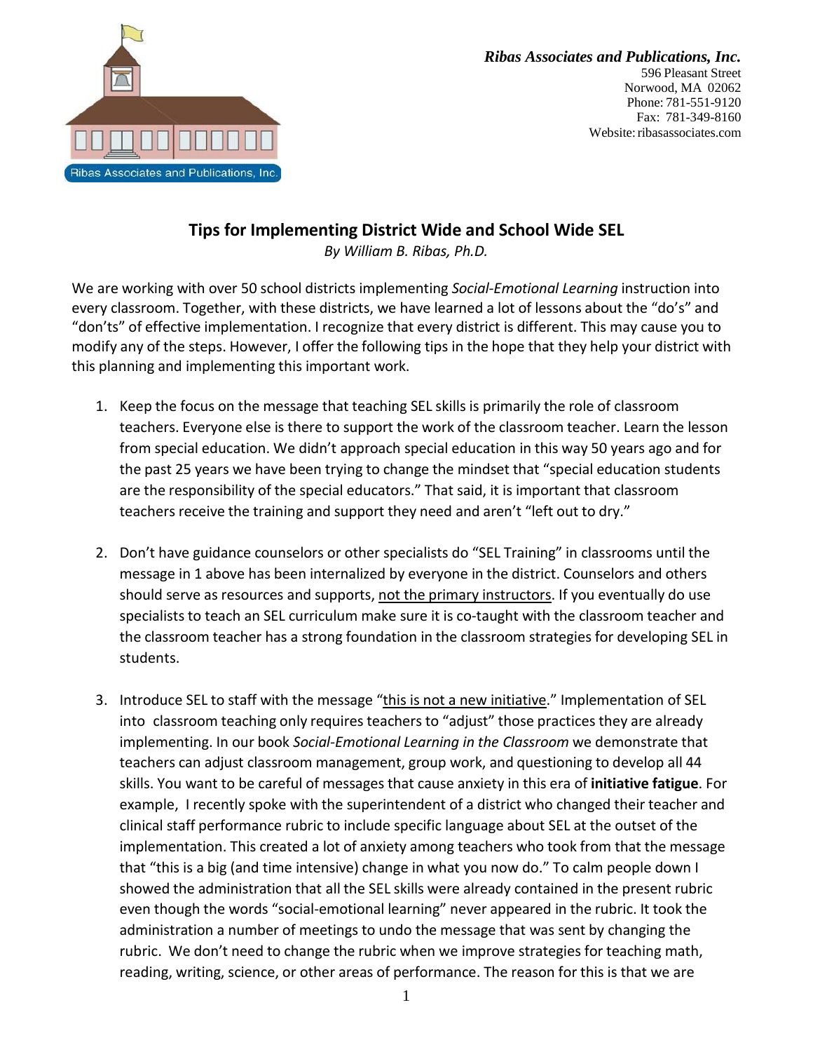*Ribas Associates and Publications, Inc.*
596 Pleasant Street
Norwood, MA 02062
Phone: 781-551-9120
Fax: 781-349-8160
Website: ribasassociates.com

# Tips for Implementing District Wide and School Wide SEL

*By William B. Ribas, Ph.D.*

We are working with over 50 school districts implementing *Social-Emotional Learning* instruction into every classroom. Together, with these districts, we have learned a lot of lessons about the "do's" and "don'ts" of effective implementation. I recognize that every district is different. This may cause you to modify any of the steps. However, I offer the following tips in the hope that they help your district with this planning and implementing this important work.

1. Keep the focus on the message that teaching SEL skills is primarily the role of classroom teachers. Everyone else is there to support the work of the classroom teacher. Learn the lesson from special education. We didn't approach special education in this way 50 years ago and for the past 25 years we have been trying to change the mindset that "special education students are the responsibility of the special educators." That said, it is important that classroom teachers receive the training and support they need and aren't "left out to dry."

2. Don't have guidance counselors or other specialists do "SEL Training" in classrooms until the message in 1 above has been internalized by everyone in the district. Counselors and others should serve as resources and supports, <u>not the primary instructors</u>. If you eventually do use specialists to teach an SEL curriculum make sure it is co-taught with the classroom teacher and the classroom teacher has a strong foundation in the classroom strategies for developing SEL in students.

3. Introduce SEL to staff with the message "<u>this is not a new initiative</u>." Implementation of SEL into classroom teaching only requires teachers to "adjust" those practices they are already implementing. In our book *Social-Emotional Learning in the Classroom* we demonstrate that teachers can adjust classroom management, group work, and questioning to develop all 44 skills. You want to be careful of messages that cause anxiety in this era of **initiative fatigue**. For example, I recently spoke with the superintendent of a district who changed their teacher and clinical staff performance rubric to include specific language about SEL at the outset of the implementation. This created a lot of anxiety among teachers who took from that the message that "this is a big (and time intensive) change in what you now do." To calm people down I showed the administration that all the SEL skills were already contained in the present rubric even though the words "social-emotional learning" never appeared in the rubric. It took the administration a number of meetings to undo the message that was sent by changing the rubric. We don't need to change the rubric when we improve strategies for teaching math, reading, writing, science, or other areas of performance. The reason for this is that we are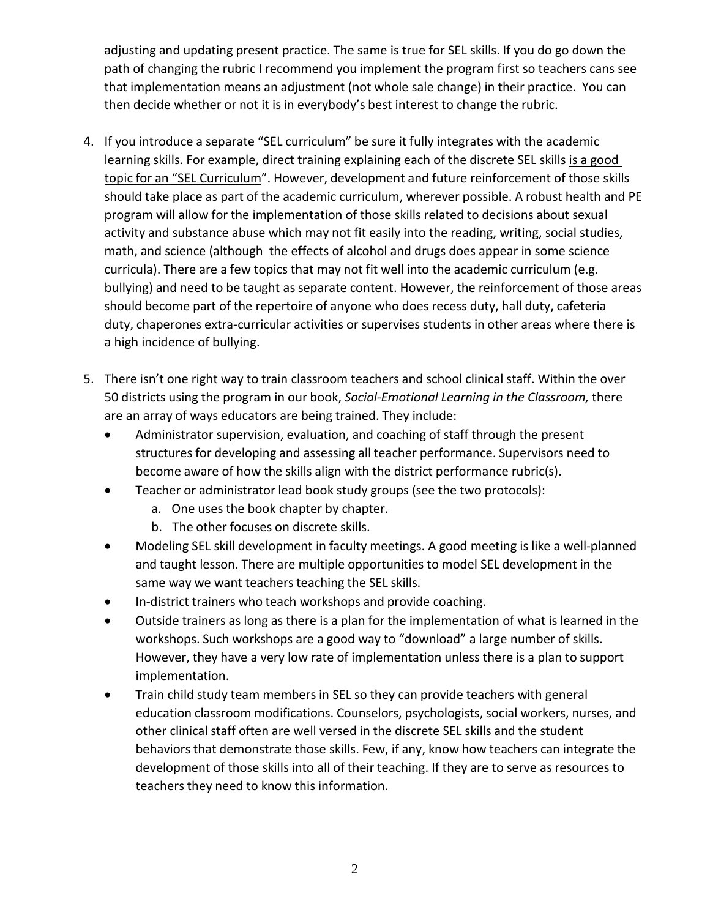adjusting and updating present practice. The same is true for SEL skills. If you do go down the path of changing the rubric I recommend you implement the program first so teachers cans see that implementation means an adjustment (not whole sale change) in their practice. You can then decide whether or not it is in everybody's best interest to change the rubric.

4. If you introduce a separate "SEL curriculum" be sure it fully integrates with the academic learning skills. For example, direct training explaining each of the discrete SEL skills <u>is a good topic for an "SEL Curriculum"</u>. However, development and future reinforcement of those skills should take place as part of the academic curriculum, wherever possible. A robust health and PE program will allow for the implementation of those skills related to decisions about sexual activity and substance abuse which may not fit easily into the reading, writing, social studies, math, and science (although the effects of alcohol and drugs does appear in some science curricula). There are a few topics that may not fit well into the academic curriculum (e.g. bullying) and need to be taught as separate content. However, the reinforcement of those areas should become part of the repertoire of anyone who does recess duty, hall duty, cafeteria duty, chaperones extra-curricular activities or supervises students in other areas where there is a high incidence of bullying.

5. There isn't one right way to train classroom teachers and school clinical staff. Within the over 50 districts using the program in our book, *Social-Emotional Learning in the Classroom,* there are an array of ways educators are being trained. They include:
   - Administrator supervision, evaluation, and coaching of staff through the present structures for developing and assessing all teacher performance. Supervisors need to become aware of how the skills align with the district performance rubric(s).
   - Teacher or administrator lead book study groups (see the two protocols):
     a. One uses the book chapter by chapter.
     b. The other focuses on discrete skills.
   - Modeling SEL skill development in faculty meetings. A good meeting is like a well-planned and taught lesson. There are multiple opportunities to model SEL development in the same way we want teachers teaching the SEL skills.
   - In-district trainers who teach workshops and provide coaching.
   - Outside trainers as long as there is a plan for the implementation of what is learned in the workshops. Such workshops are a good way to "download" a large number of skills. However, they have a very low rate of implementation unless there is a plan to support implementation.
   - Train child study team members in SEL so they can provide teachers with general education classroom modifications. Counselors, psychologists, social workers, nurses, and other clinical staff often are well versed in the discrete SEL skills and the student behaviors that demonstrate those skills. Few, if any, know how teachers can integrate the development of those skills into all of their teaching. If they are to serve as resources to teachers they need to know this information.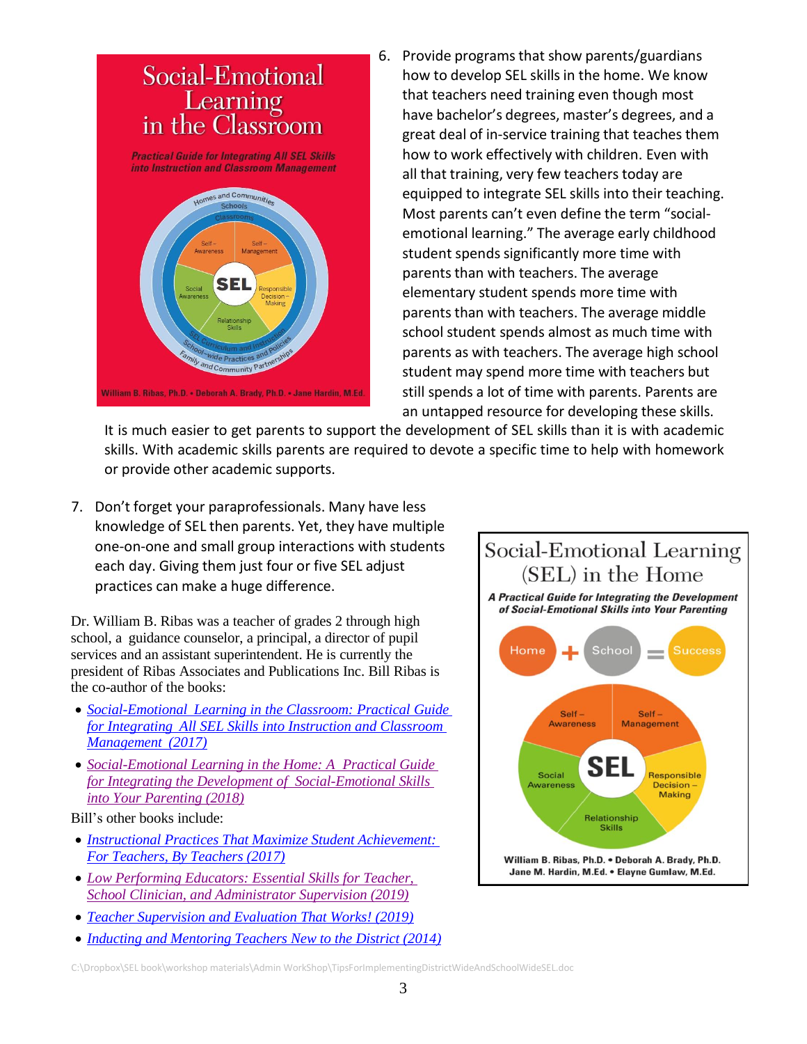6. Provide programs that show parents/guardians how to develop SEL skills in the home. We know that teachers need training even though most have bachelor's degrees, master's degrees, and a great deal of in-service training that teaches them how to work effectively with children. Even with all that training, very few teachers today are equipped to integrate SEL skills into their teaching. Most parents can't even define the term "social-emotional learning." The average early childhood student spends significantly more time with parents than with teachers. The average elementary student spends more time with parents than with teachers. The average middle school student spends almost as much time with parents as with teachers. The average high school student may spend more time with teachers but still spends a lot of time with parents. Parents are an untapped resource for developing these skills. It is much easier to get parents to support the development of SEL skills than it is with academic skills. With academic skills parents are required to devote a specific time to help with homework or provide other academic supports.

7. Don't forget your paraprofessionals. Many have less knowledge of SEL then parents. Yet, they have multiple one-on-one and small group interactions with students each day. Giving them just four or five SEL adjust practices can make a huge difference.

Dr. William B. Ribas was a teacher of grades 2 through high school, a guidance counselor, a principal, a director of pupil services and an assistant superintendent. He is currently the president of Ribas Associates and Publications Inc. Bill Ribas is the co-author of the books:

- *Social-Emotional Learning in the Classroom: Practical Guide for Integrating All SEL Skills into Instruction and Classroom Management (2017)*
- *Social-Emotional Learning in the Home: A Practical Guide for Integrating the Development of Social-Emotional Skills into Your Parenting (2018)*

Bill's other books include:

- *Instructional Practices That Maximize Student Achievement: For Teachers, By Teachers (2017)*
- *Low Performing Educators: Essential Skills for Teacher, School Clinician, and Administrator Supervision (2019)*
- *Teacher Supervision and Evaluation That Works! (2019)*
- *Inducting and Mentoring Teachers New to the District (2014)*

C:\Dropbox\SEL book\workshop materials\Admin WorkShop\TipsForImplementingDistrictWideAndSchoolWideSEL.doc